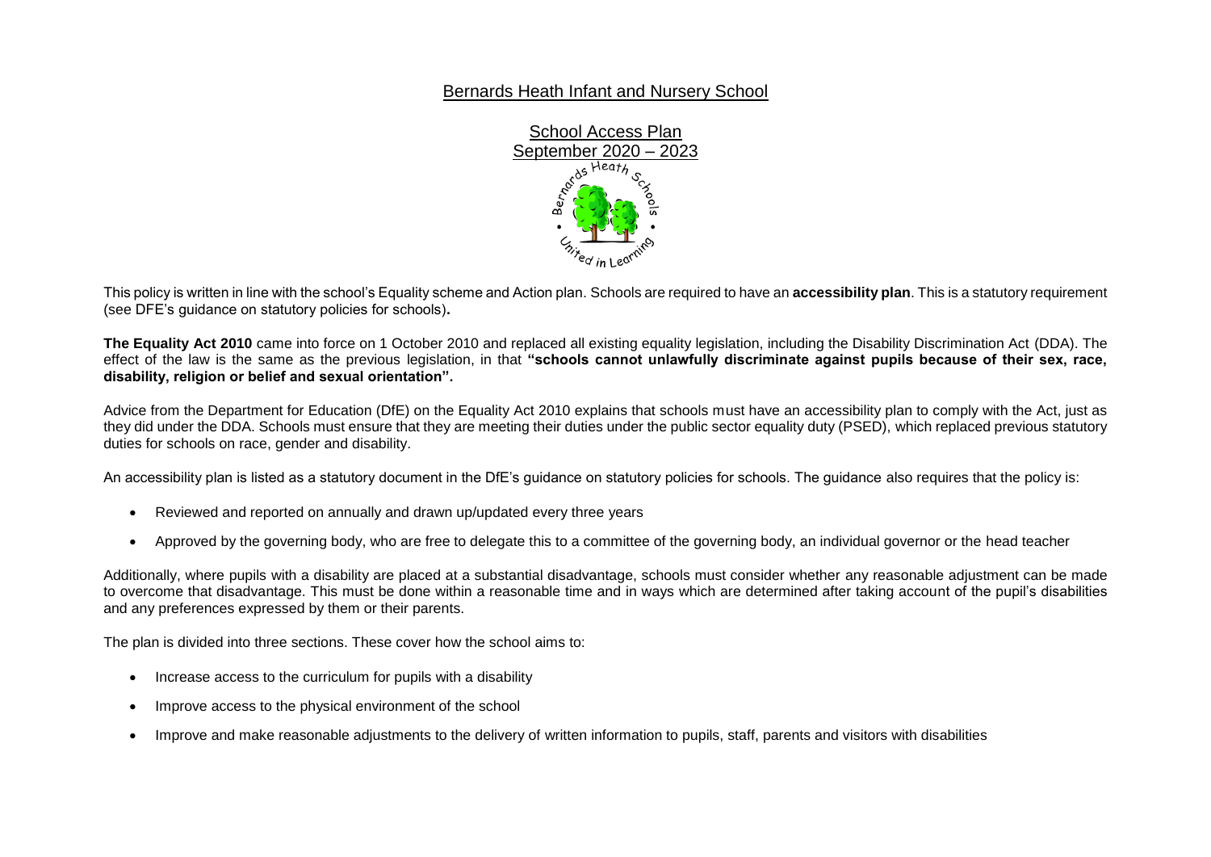# Bernards Heath Infant and Nursery School

## School Access Plan
## September 2020 – 2023

This policy is written in line with the school's Equality scheme and Action plan. Schools are required to have an **accessibility plan**. This is a statutory requirement (see DFE's guidance on statutory policies for schools)**.**

**The Equality Act 2010** came into force on 1 October 2010 and replaced all existing equality legislation, including the Disability Discrimination Act (DDA). The effect of the law is the same as the previous legislation, in that **"schools cannot unlawfully discriminate against pupils because of their sex, race, disability, religion or belief and sexual orientation".**

Advice from the Department for Education (DfE) on the Equality Act 2010 explains that schools must have an accessibility plan to comply with the Act, just as they did under the DDA. Schools must ensure that they are meeting their duties under the public sector equality duty (PSED), which replaced previous statutory duties for schools on race, gender and disability.

An accessibility plan is listed as a statutory document in the DfE's guidance on statutory policies for schools. The guidance also requires that the policy is:

- Reviewed and reported on annually and drawn up/updated every three years
- Approved by the governing body, who are free to delegate this to a committee of the governing body, an individual governor or the head teacher

Additionally, where pupils with a disability are placed at a substantial disadvantage, schools must consider whether any reasonable adjustment can be made to overcome that disadvantage. This must be done within a reasonable time and in ways which are determined after taking account of the pupil's disabilities and any preferences expressed by them or their parents.

The plan is divided into three sections. These cover how the school aims to:

- Increase access to the curriculum for pupils with a disability
- Improve access to the physical environment of the school
- Improve and make reasonable adjustments to the delivery of written information to pupils, staff, parents and visitors with disabilities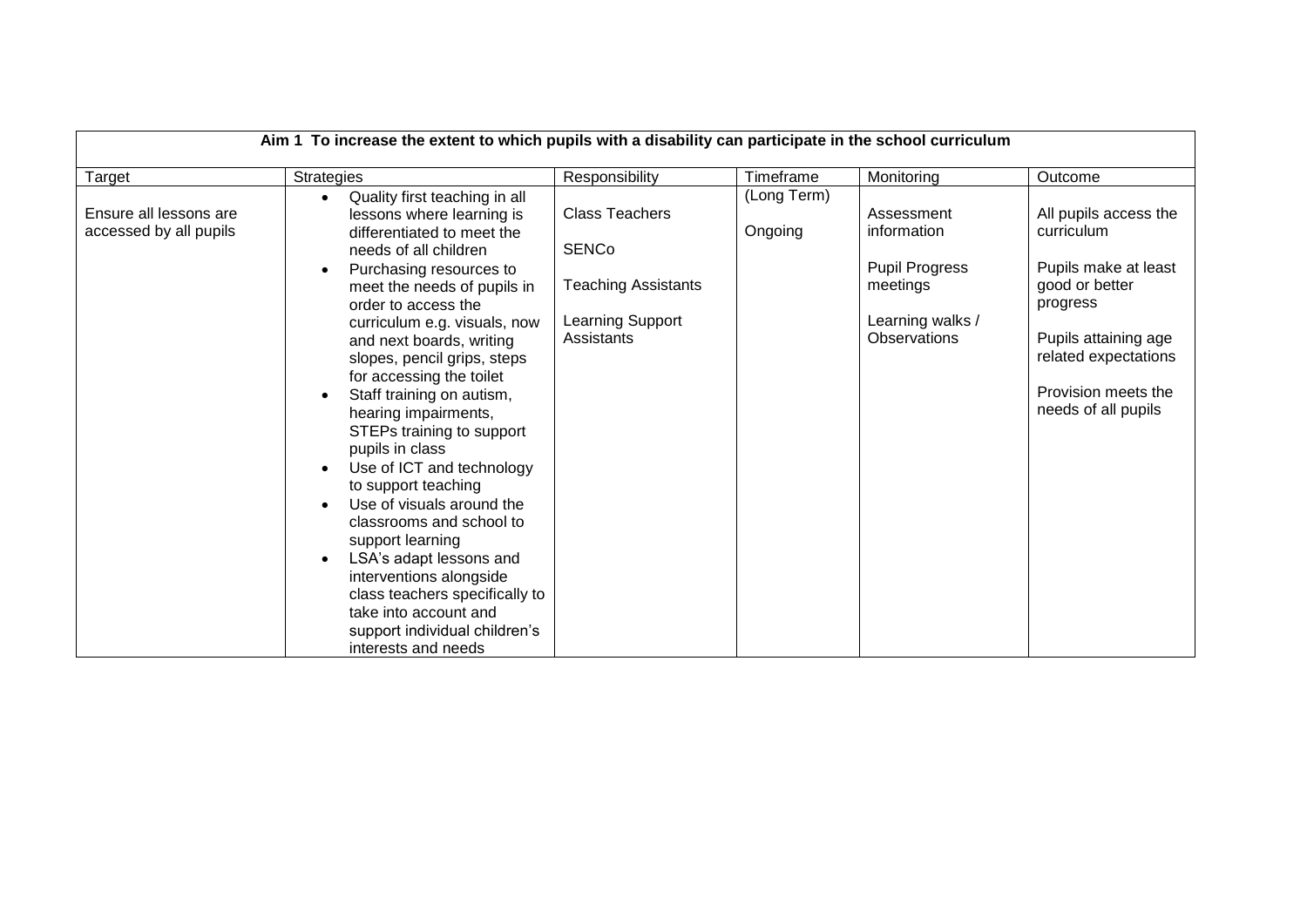| Aim 1 To increase the extent to which pupils with a disability can participate in the school curriculum | | | | | |
|---|---|---|---|---|---|
| Target | Strategies | Responsibility | Timeframe | Monitoring | Outcome |
| Ensure all lessons are accessed by all pupils | • Quality first teaching in all lessons where learning is differentiated to meet the needs of all children<br>• Purchasing resources to meet the needs of pupils in order to access the curriculum e.g. visuals, now and next boards, writing slopes, pencil grips, steps for accessing the toilet<br>• Staff training on autism, hearing impairments, STEPs training to support pupils in class<br>• Use of ICT and technology to support teaching<br>• Use of visuals around the classrooms and school to support learning<br>• LSA's adapt lessons and interventions alongside class teachers specifically to take into account and support individual children's interests and needs | Class Teachers<br><br>SENCo<br><br>Teaching Assistants<br><br>Learning Support Assistants | (Long Term)<br><br>Ongoing | Assessment information<br><br>Pupil Progress meetings<br><br>Learning walks / Observations | All pupils access the curriculum<br><br>Pupils make at least good or better progress<br><br>Pupils attaining age related expectations<br><br>Provision meets the needs of all pupils |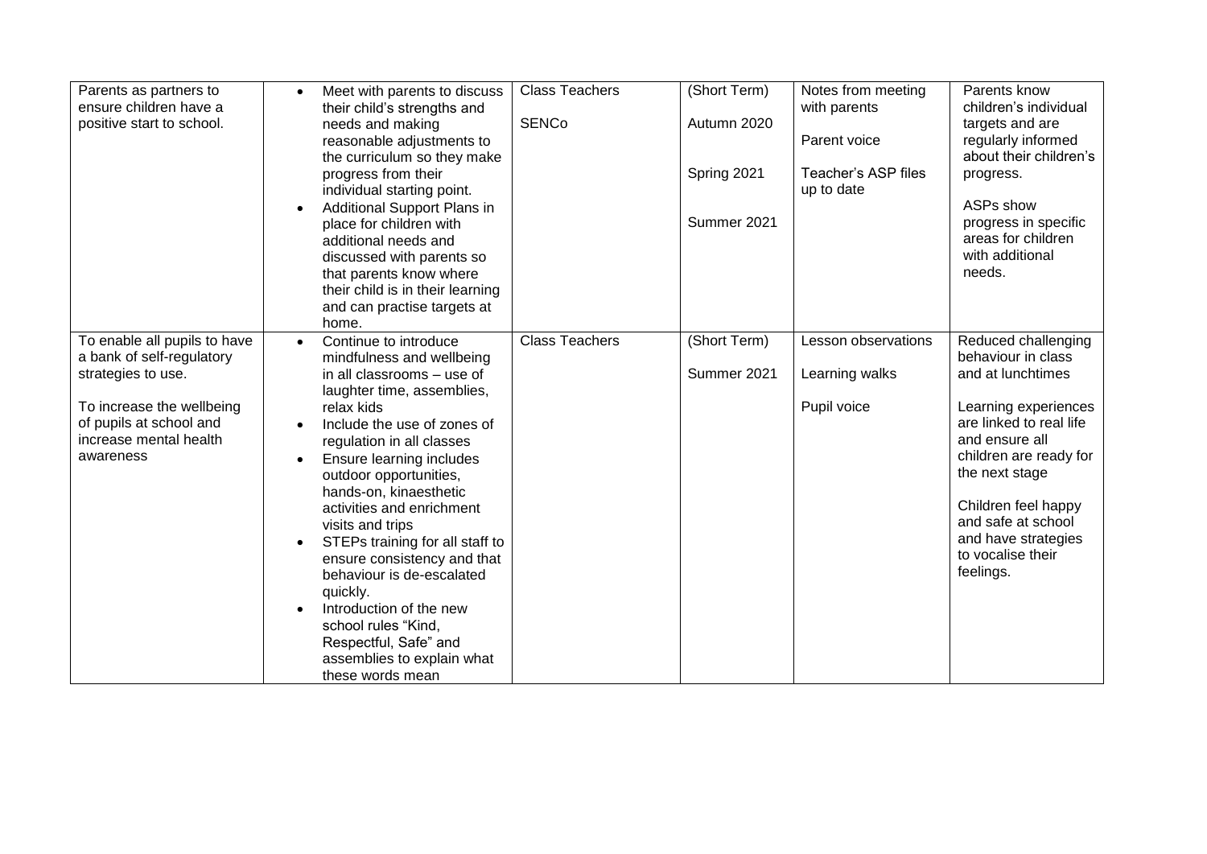| | | | | | |
|---|---|---|---|---|---|
| Parents as partners to ensure children have a positive start to school. | • Meet with parents to discuss their child's strengths and needs and making reasonable adjustments to the curriculum so they make progress from their individual starting point.<br>• Additional Support Plans in place for children with additional needs and discussed with parents so that parents know where their child is in their learning and can practise targets at home. | Class Teachers<br><br>SENCo | (Short Term)<br><br>Autumn 2020<br><br>Spring 2021<br><br>Summer 2021 | Notes from meeting with parents<br><br>Parent voice<br><br>Teacher's ASP files up to date | Parents know children's individual targets and are regularly informed about their children's progress.<br><br>ASPs show progress in specific areas for children with additional needs. |
| To enable all pupils to have a bank of self-regulatory strategies to use.<br><br>To increase the wellbeing of pupils at school and increase mental health awareness | • Continue to introduce mindfulness and wellbeing in all classrooms – use of laughter time, assemblies, relax kids<br>• Include the use of zones of regulation in all classes<br>• Ensure learning includes outdoor opportunities, hands-on, kinaesthetic activities and enrichment visits and trips<br>• STEPs training for all staff to ensure consistency and that behaviour is de-escalated quickly.<br>• Introduction of the new school rules "Kind, Respectful, Safe" and assemblies to explain what these words mean | Class Teachers | (Short Term)<br><br>Summer 2021 | Lesson observations<br><br>Learning walks<br><br>Pupil voice | Reduced challenging behaviour in class and at lunchtimes<br><br>Learning experiences are linked to real life and ensure all children are ready for the next stage<br><br>Children feel happy and safe at school and have strategies to vocalise their feelings. |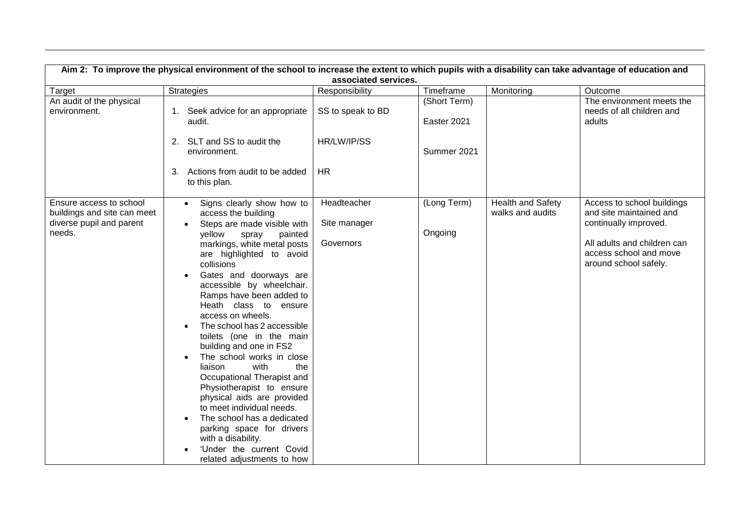| Aim 2: To improve the physical environment of the school to increase the extent to which pupils with a disability can take advantage of education and associated services. | | | | | |
|---|---|---|---|---|---|
| Target | Strategies | Responsibility | Timeframe | Monitoring | Outcome |
| An audit of the physical environment. | 1. Seek advice for an appropriate audit.<br><br>2. SLT and SS to audit the environment.<br><br>3. Actions from audit to be added to this plan. | SS to speak to BD<br><br>HR/LW/IP/SS<br><br>HR | (Short Term)<br><br>Easter 2021<br><br>Summer 2021 | | The environment meets the needs of all children and adults |
| Ensure access to school buildings and site can meet diverse pupil and parent needs. | • Signs clearly show how to access the building<br>• Steps are made visible with yellow spray painted markings, white metal posts are highlighted to avoid collisions<br>• Gates and doorways are accessible by wheelchair. Ramps have been added to Heath class to ensure access on wheels.<br>• The school has 2 accessible toilets (one in the main building and one in FS2<br>• The school works in close liaison with the Occupational Therapist and Physiotherapist to ensure physical aids are provided to meet individual needs.<br>• The school has a dedicated parking space for drivers with a disability.<br>• 'Under the current Covid related adjustments to how | Headteacher<br><br>Site manager<br><br>Governors | (Long Term)<br><br>Ongoing | Health and Safety walks and audits | Access to school buildings and site maintained and continually improved.<br><br>All adults and children can access school and move around school safely. |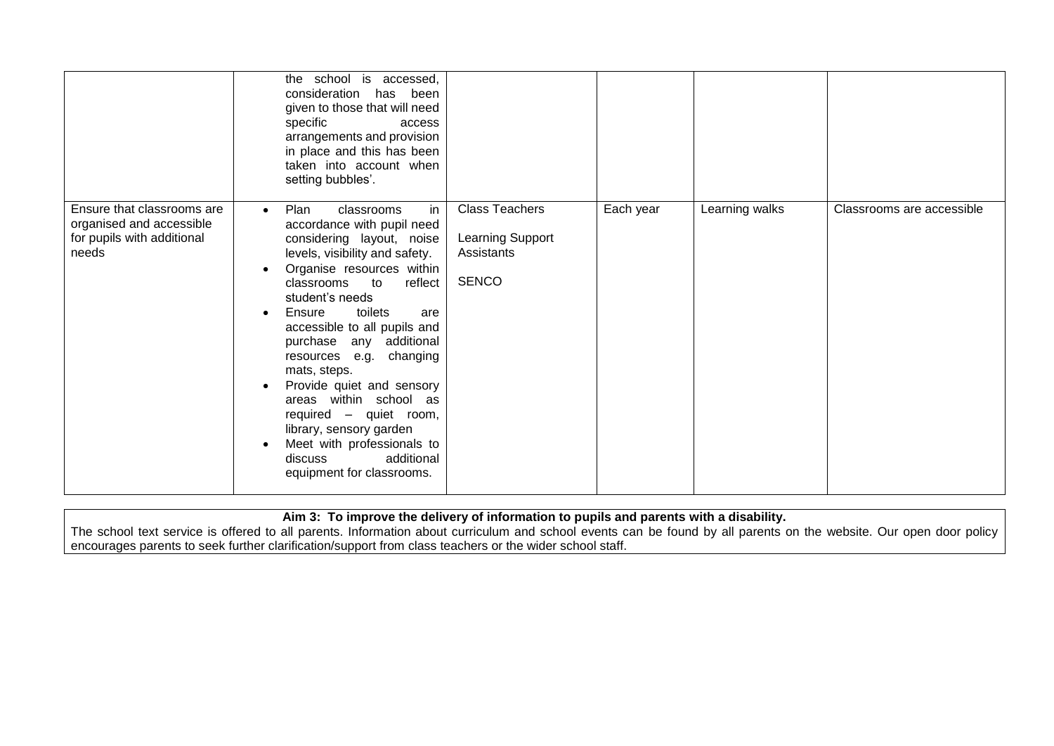| | | | | | |
|---|---|---|---|---|---|
| | the school is accessed, consideration has been given to those that will need specific access arrangements and provision in place and this has been taken into account when setting bubbles'. | | | | |
| Ensure that classrooms are organised and accessible for pupils with additional needs | • Plan classrooms in accordance with pupil need considering layout, noise levels, visibility and safety.<br>• Organise resources within classrooms to reflect student's needs<br>• Ensure toilets are accessible to all pupils and purchase any additional resources e.g. changing mats, steps.<br>• Provide quiet and sensory areas within school as required – quiet room, library, sensory garden<br>• Meet with professionals to discuss additional equipment for classrooms. | Class Teachers<br><br>Learning Support Assistants<br><br>SENCO | Each year | Learning walks | Classrooms are accessible |

**Aim 3: To improve the delivery of information to pupils and parents with a disability.**

The school text service is offered to all parents. Information about curriculum and school events can be found by all parents on the website. Our open door policy encourages parents to seek further clarification/support from class teachers or the wider school staff.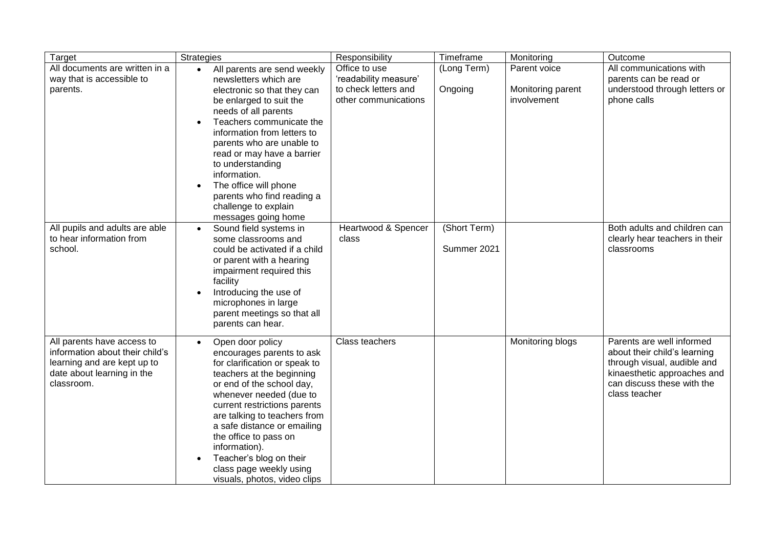| Target | Strategies | Responsibility | Timeframe | Monitoring | Outcome |
|---|---|---|---|---|---|
| All documents are written in a way that is accessible to parents. | • All parents are send weekly newsletters which are electronic so that they can be enlarged to suit the needs of all parents<br>• Teachers communicate the information from letters to parents who are unable to read or may have a barrier to understanding information.<br>• The office will phone parents who find reading a challenge to explain messages going home | Office to use 'readability measure' to check letters and other communications | (Long Term)<br><br>Ongoing | Parent voice<br><br>Monitoring parent involvement | All communications with parents can be read or understood through letters or phone calls |
| All pupils and adults are able to hear information from school. | • Sound field systems in some classrooms and could be activated if a child or parent with a hearing impairment required this facility<br>• Introducing the use of microphones in large parent meetings so that all parents can hear. | Heartwood & Spencer class | (Short Term)<br><br>Summer 2021 | | Both adults and children can clearly hear teachers in their classrooms |
| All parents have access to information about their child's learning and are kept up to date about learning in the classroom. | • Open door policy encourages parents to ask for clarification or speak to teachers at the beginning or end of the school day, whenever needed (due to current restrictions parents are talking to teachers from a safe distance or emailing the office to pass on information).<br>• Teacher's blog on their class page weekly using visuals, photos, video clips | Class teachers | | Monitoring blogs | Parents are well informed about their child's learning through visual, audible and kinaesthetic approaches and can discuss these with the class teacher |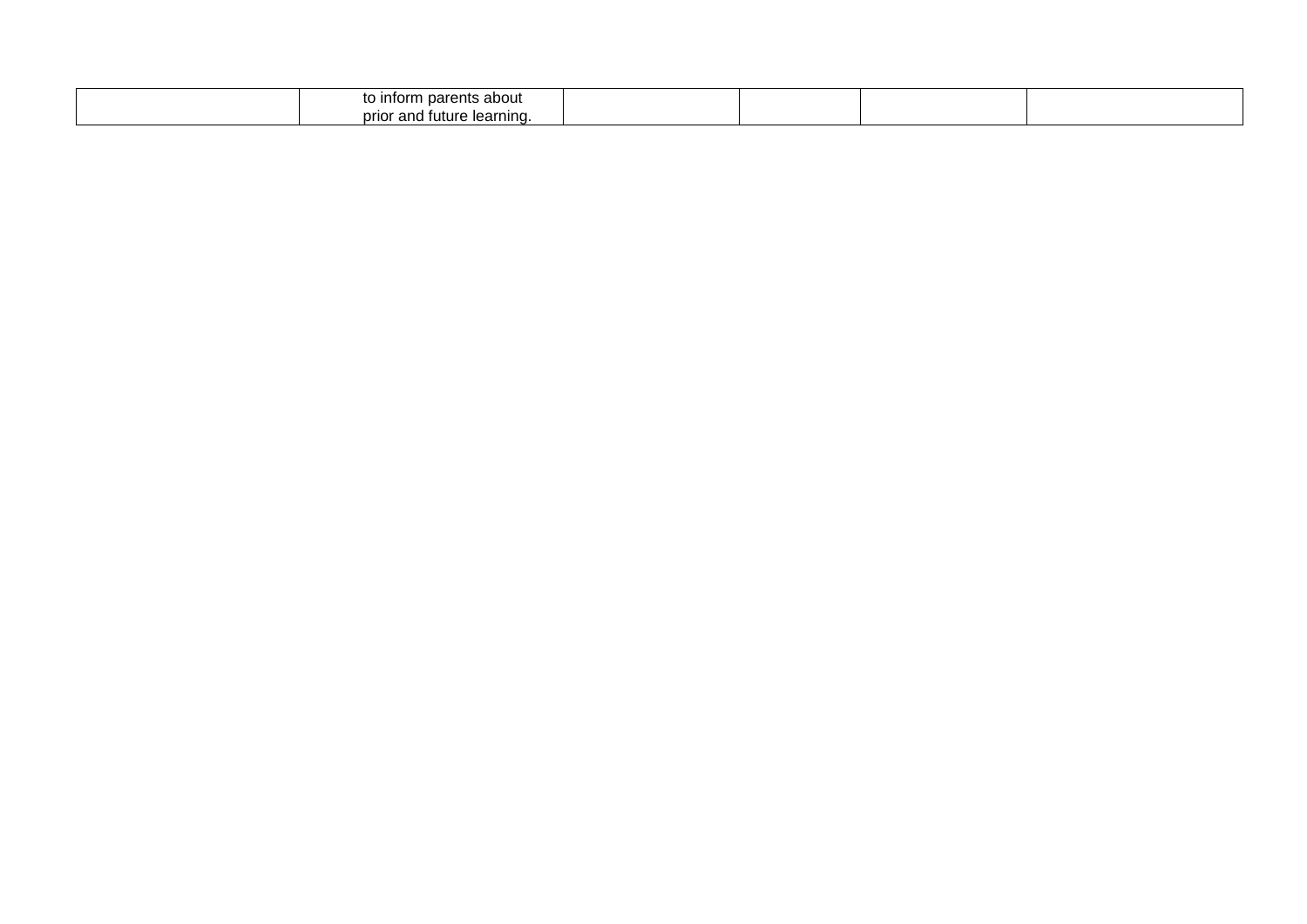| | | | | | |
|---|---|---|---|---|---|
| | to inform parents about prior and future learning. | | | | |